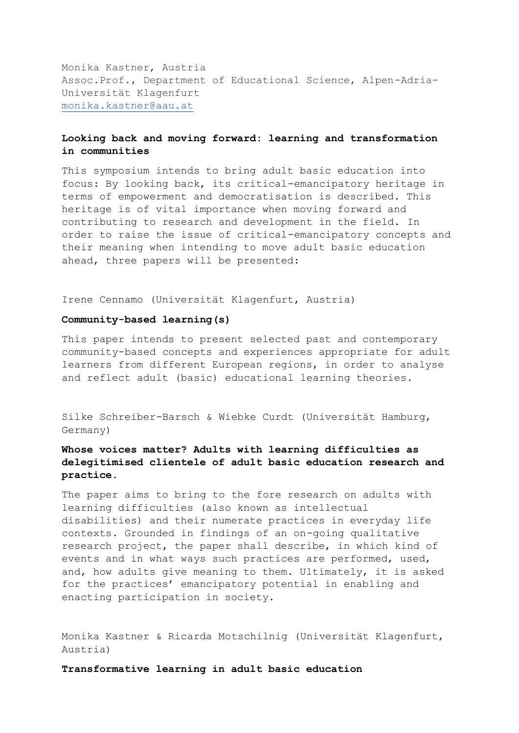Monika Kastner, Austria
Assoc.Prof., Department of Educational Science, Alpen-Adria-Universität Klagenfurt
monika.kastner@aau.at

**Looking back and moving forward: learning and transformation in communities**

This symposium intends to bring adult basic education into focus: By looking back, its critical-emancipatory heritage in terms of empowerment and democratisation is described. This heritage is of vital importance when moving forward and contributing to research and development in the field. In order to raise the issue of critical-emancipatory concepts and their meaning when intending to move adult basic education ahead, three papers will be presented:

Irene Cennamo (Universität Klagenfurt, Austria)

**Community-based learning(s)**

This paper intends to present selected past and contemporary community-based concepts and experiences appropriate for adult learners from different European regions, in order to analyse and reflect adult (basic) educational learning theories.

Silke Schreiber-Barsch & Wiebke Curdt (Universität Hamburg, Germany)

**Whose voices matter? Adults with learning difficulties as delegitimised clientele of adult basic education research and practice.**

The paper aims to bring to the fore research on adults with learning difficulties (also known as intellectual disabilities) and their numerate practices in everyday life contexts. Grounded in findings of an on-going qualitative research project, the paper shall describe, in which kind of events and in what ways such practices are performed, used, and, how adults give meaning to them. Ultimately, it is asked for the practices' emancipatory potential in enabling and enacting participation in society.

Monika Kastner & Ricarda Motschilnig (Universität Klagenfurt, Austria)

**Transformative learning in adult basic education**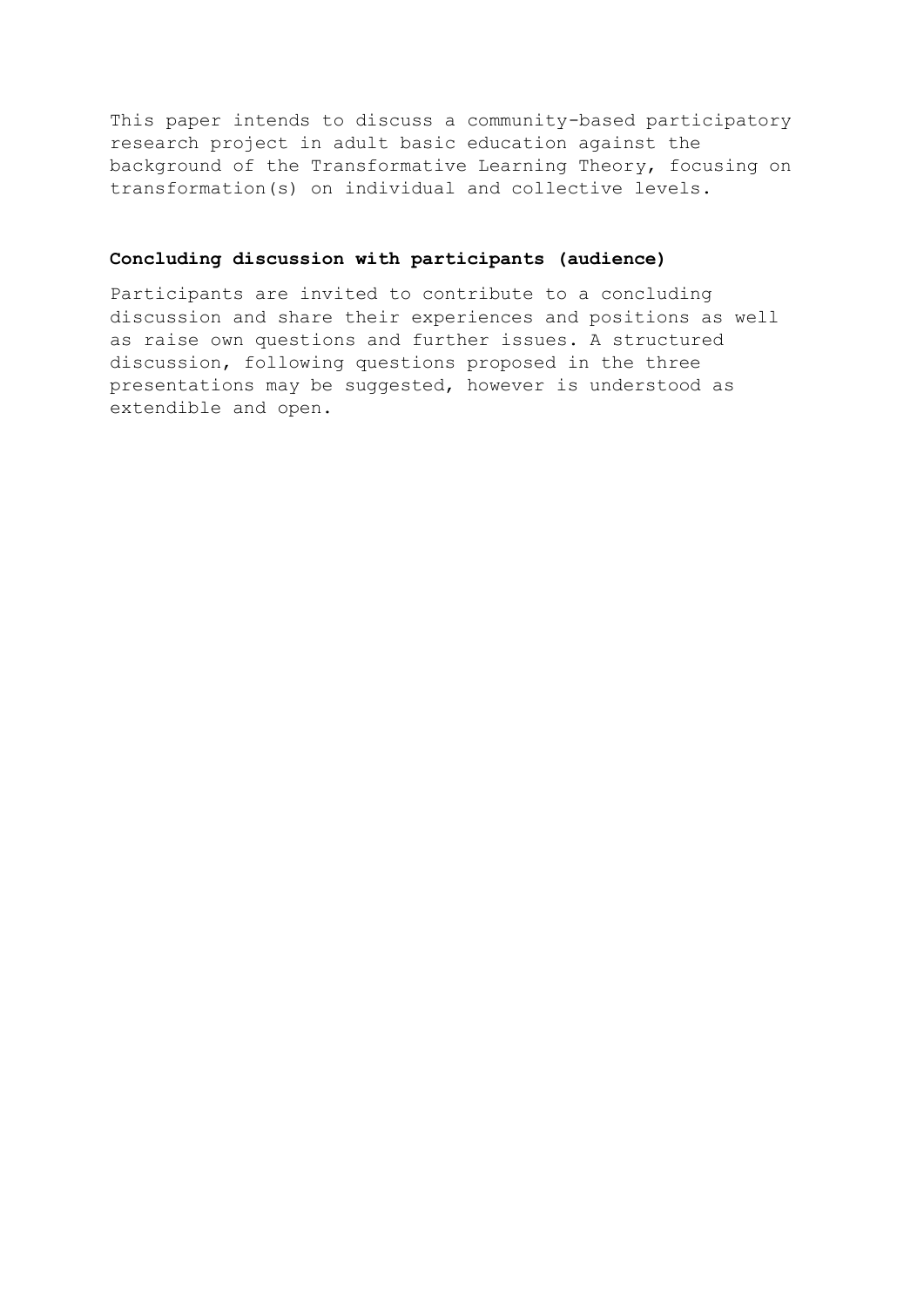This paper intends to discuss a community-based participatory research project in adult basic education against the background of the Transformative Learning Theory, focusing on transformation(s) on individual and collective levels.

### Concluding discussion with participants (audience)

Participants are invited to contribute to a concluding discussion and share their experiences and positions as well as raise own questions and further issues. A structured discussion, following questions proposed in the three presentations may be suggested, however is understood as extendible and open.